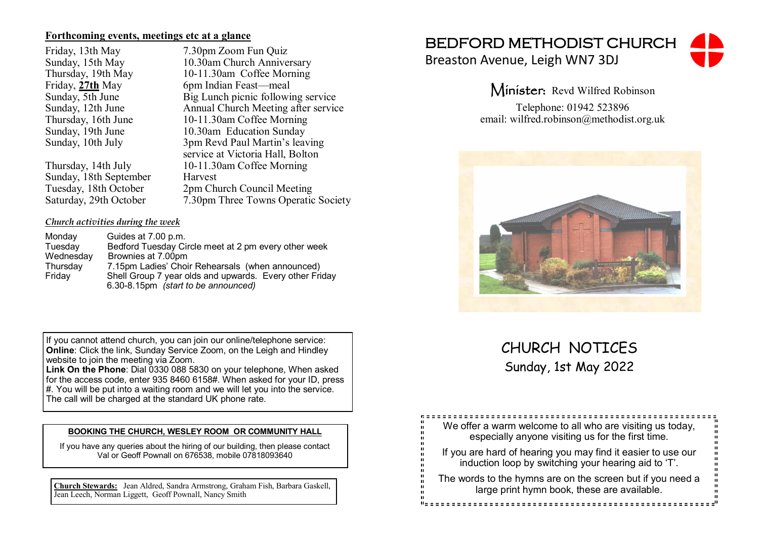**Forthcoming events, meetings etc at a glance**

| | |
|---|---|
| Friday, 13th May | 7.30pm Zoom Fun Quiz |
| Sunday, 15th May | 10.30am Church Anniversary |
| Thursday, 19th May | 10-11.30am Coffee Morning |
| Friday, **27th** May | 6pm Indian Feast—meal |
| Sunday, 5th June | Big Lunch picnic following service |
| Sunday, 12th June | Annual Church Meeting after service |
| Thursday, 16th June | 10-11.30am Coffee Morning |
| Sunday, 19th June | 10.30am Education Sunday |
| Sunday, 10th July | 3pm Revd Paul Martin's leaving service at Victoria Hall, Bolton |
| Thursday, 14th July | 10-11.30am Coffee Morning |
| Sunday, 18th September | Harvest |
| Tuesday, 18th October | 2pm Church Council Meeting |
| Saturday, 29th October | 7.30pm Three Towns Operatic Society |

***Church activities during the week***

| | |
|---|---|
| Monday | Guides at 7.00 p.m. |
| Tuesday | Bedford Tuesday Circle meet at 2 pm every other week |
| Wednesday | Brownies at 7.00pm |
| Thursday | 7.15pm Ladies' Choir Rehearsals (when announced) |
| Friday | Shell Group 7 year olds and upwards. Every other Friday 6.30-8.15pm *(start to be announced)* |

If you cannot attend church, you can join our online/telephone service:
**Online**: Click the link, Sunday Service Zoom, on the Leigh and Hindley website to join the meeting via Zoom.
**Link On the Phone**: Dial 0330 088 5830 on your telephone, When asked for the access code, enter 935 8460 6158#. When asked for your ID, press #. You will be put into a waiting room and we will let you into the service. The call will be charged at the standard UK phone rate.

**BOOKING THE CHURCH, WESLEY ROOM OR COMMUNITY HALL**

If you have any queries about the hiring of our building, then please contact Val or Geoff Pownall on 676538, mobile 07818093640

**Church Stewards:** Jean Aldred, Sandra Armstrong, Graham Fish, Barbara Gaskell, Jean Leech, Norman Liggett, Geoff Pownall, Nancy Smith

# BEDFORD METHODIST CHURCH

Breaston Avenue, Leigh WN7 3DJ

Minister: Revd Wilfred Robinson

Telephone: 01942 523896
email: wilfred.robinson@methodist.org.uk

## CHURCH NOTICES

Sunday, 1st May 2022

We offer a warm welcome to all who are visiting us today, especially anyone visiting us for the first time.

If you are hard of hearing you may find it easier to use our induction loop by switching your hearing aid to 'T'.

The words to the hymns are on the screen but if you need a large print hymn book, these are available.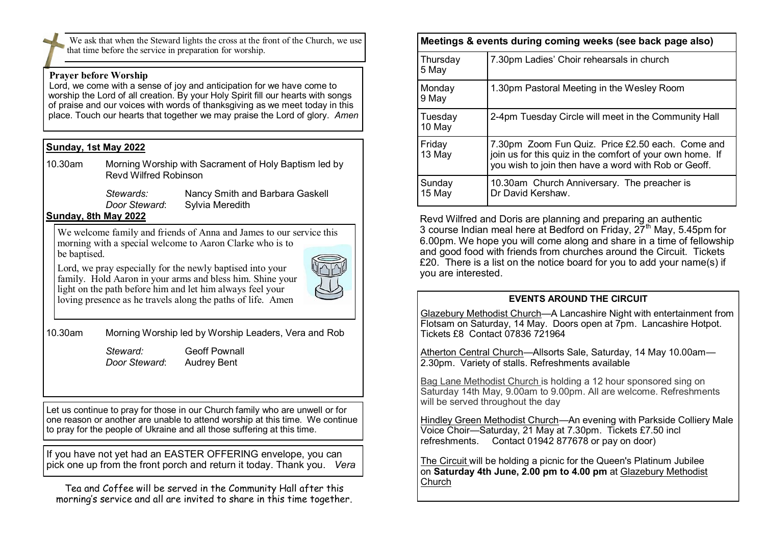We ask that when the Steward lights the cross at the front of the Church, we use that time before the service in preparation for worship.

**Prayer before Worship**

Lord, we come with a sense of joy and anticipation for we have come to worship the Lord of all creation. By your Holy Spirit fill our hearts with songs of praise and our voices with words of thanksgiving as we meet today in this place. Touch our hearts that together we may praise the Lord of glory. *Amen*

**Sunday, 1st May 2022**

10.30am Morning Worship with Sacrament of Holy Baptism led by Revd Wilfred Robinson

*Stewards:* Nancy Smith and Barbara Gaskell
*Door Steward*: Sylvia Meredith

We welcome family and friends of Anna and James to our service this morning with a special welcome to Aaron Clarke who is to be baptised.

Lord, we pray especially for the newly baptised into your family. Hold Aaron in your arms and bless him. Shine your light on the path before him and let him always feel your loving presence as he travels along the paths of life. Amen

**Sunday, 8th May 2022**

10.30am Morning Worship led by Worship Leaders, Vera and Rob

*Steward:* Geoff Pownall
*Door Steward*: Audrey Bent

Let us continue to pray for those in our Church family who are unwell or for one reason or another are unable to attend worship at this time. We continue to pray for the people of Ukraine and all those suffering at this time.

If you have not yet had an EASTER OFFERING envelope, you can pick one up from the front porch and return it today. Thank you. *Vera*

Tea and Coffee will be served in the Community Hall after this morning's service and all are invited to share in this time together.

| Meetings & events during coming weeks (see back page also) | |
|---|---|
| Thursday 5 May | 7.30pm Ladies' Choir rehearsals in church |
| Monday 9 May | 1.30pm Pastoral Meeting in the Wesley Room |
| Tuesday 10 May | 2-4pm Tuesday Circle will meet in the Community Hall |
| Friday 13 May | 7.30pm Zoom Fun Quiz. Price £2.50 each. Come and join us for this quiz in the comfort of your own home. If you wish to join then have a word with Rob or Geoff. |
| Sunday 15 May | 10.30am Church Anniversary. The preacher is Dr David Kershaw. |

Revd Wilfred and Doris are planning and preparing an authentic 3 course Indian meal here at Bedford on Friday, 27th May, 5.45pm for 6.00pm. We hope you will come along and share in a time of fellowship and good food with friends from churches around the Circuit. Tickets £20. There is a list on the notice board for you to add your name(s) if you are interested.

**EVENTS AROUND THE CIRCUIT**

Glazebury Methodist Church—A Lancashire Night with entertainment from Flotsam on Saturday, 14 May. Doors open at 7pm. Lancashire Hotpot. Tickets £8 Contact 07836 721964

Atherton Central Church—Allsorts Sale, Saturday, 14 May 10.00am—2.30pm. Variety of stalls. Refreshments available

Bag Lane Methodist Church is holding a 12 hour sponsored sing on Saturday 14th May, 9.00am to 9.00pm. All are welcome. Refreshments will be served throughout the day

Hindley Green Methodist Church—An evening with Parkside Colliery Male Voice Choir—Saturday, 21 May at 7.30pm. Tickets £7.50 incl refreshments. Contact 01942 877678 or pay on door)

The Circuit will be holding a picnic for the Queen's Platinum Jubilee on **Saturday 4th June, 2.00 pm to 4.00 pm** at Glazebury Methodist Church